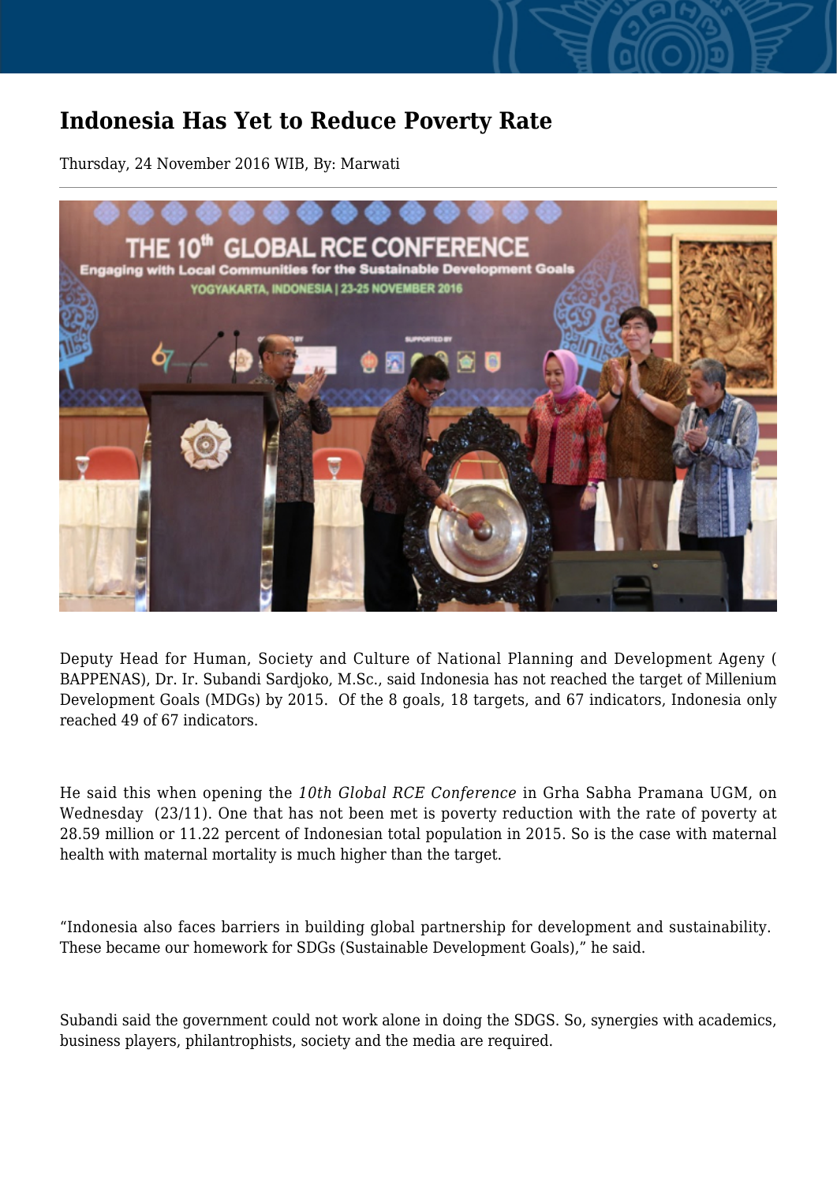# Indonesia Has Yet to Reduce Poverty Rate

Thursday, 24 November 2016 WIB, By: Marwati

Deputy Head for Human, Society and Culture of National Planning and Development Ageny ( BAPPENAS), Dr. Ir. Subandi Sardjoko, M.Sc., said Indonesia has not reached the target of Millenium Development Goals (MDGs) by 2015. Of the 8 goals, 18 targets, and 67 indicators, Indonesia only reached 49 of 67 indicators.

He said this when opening the *10th Global RCE Conference* in Grha Sabha Pramana UGM, on Wednesday (23/11). One that has not been met is poverty reduction with the rate of poverty at 28.59 million or 11.22 percent of Indonesian total population in 2015. So is the case with maternal health with maternal mortality is much higher than the target.

"Indonesia also faces barriers in building global partnership for development and sustainability. These became our homework for SDGs (Sustainable Development Goals)," he said.

Subandi said the government could not work alone in doing the SDGS. So, synergies with academics, business players, philantrophists, society and the media are required.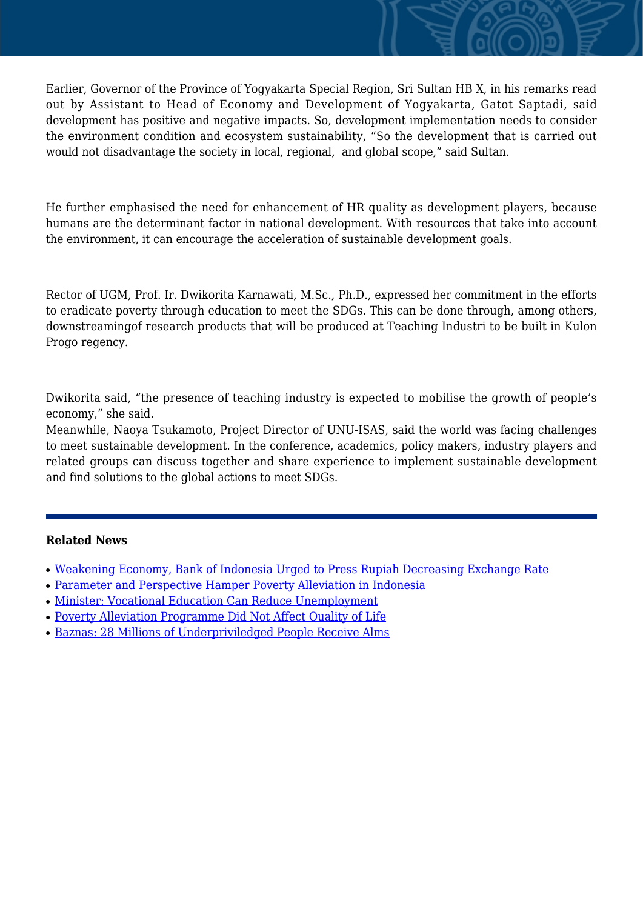Earlier, Governor of the Province of Yogyakarta Special Region, Sri Sultan HB X, in his remarks read out by Assistant to Head of Economy and Development of Yogyakarta, Gatot Saptadi, said development has positive and negative impacts. So, development implementation needs to consider the environment condition and ecosystem sustainability, "So the development that is carried out would not disadvantage the society in local, regional, and global scope," said Sultan.

He further emphasised the need for enhancement of HR quality as development players, because humans are the determinant factor in national development. With resources that take into account the environment, it can encourage the acceleration of sustainable development goals.

Rector of UGM, Prof. Ir. Dwikorita Karnawati, M.Sc., Ph.D., expressed her commitment in the efforts to eradicate poverty through education to meet the SDGs. This can be done through, among others, downstreamingof research products that will be produced at Teaching Industri to be built in Kulon Progo regency.

Dwikorita said, "the presence of teaching industry is expected to mobilise the growth of people's economy," she said.
Meanwhile, Naoya Tsukamoto, Project Director of UNU-ISAS, said the world was facing challenges to meet sustainable development. In the conference, academics, policy makers, industry players and related groups can discuss together and share experience to implement sustainable development and find solutions to the global actions to meet SDGs.

---

**Related News**

- Weakening Economy, Bank of Indonesia Urged to Press Rupiah Decreasing Exchange Rate
- Parameter and Perspective Hamper Poverty Alleviation in Indonesia
- Minister: Vocational Education Can Reduce Unemployment
- Poverty Alleviation Programme Did Not Affect Quality of Life
- Baznas: 28 Millions of Underpriviledged People Receive Alms